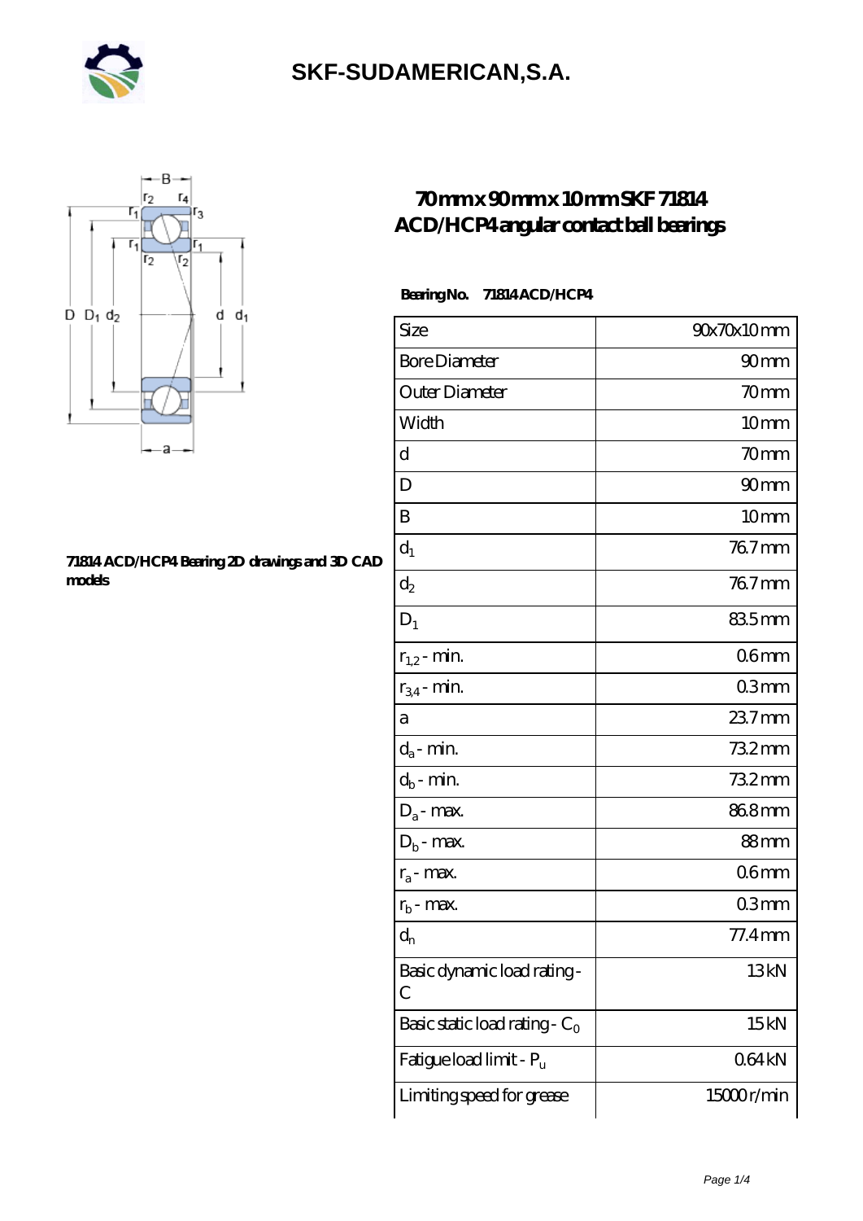# SKF-SUDAMERICAN,S.A.

## 70mm x 90mm x 10mm SKF 71814 ACD/HCP4 angular contact ball bearings

71814 ACD/HCP4 Bearing 2D drawings and 3D CAD models

**Bearing No.** 71814 ACD/HCP4

| Size | 90x70x10 mm |
|---|---|
| Bore Diameter | 90 mm |
| Outer Diameter | 70 mm |
| Width | 10 mm |
| d | 70 mm |
| D | 90 mm |
| B | 10 mm |
| $d_1$ | 76.7 mm |
| $d_2$ | 76.7 mm |
| $D_1$ | 83.5 mm |
| $r_{1,2}$ - min. | 0.6 mm |
| $r_{3,4}$ - min. | 0.3 mm |
| a | 23.7 mm |
| $d_a$ - min. | 73.2 mm |
| $d_b$ - min. | 73.2 mm |
| $D_a$ - max. | 86.8 mm |
| $D_b$ - max. | 88 mm |
| $r_a$ - max. | 0.6 mm |
| $r_b$ - max. | 0.3 mm |
| $d_n$ | 77.4 mm |
| Basic dynamic load rating - C | 13 kN |
| Basic static load rating - $C_0$ | 15 kN |
| Fatigue load limit - $P_u$ | 0.64 kN |
| Limiting speed for grease | 15000 r/min |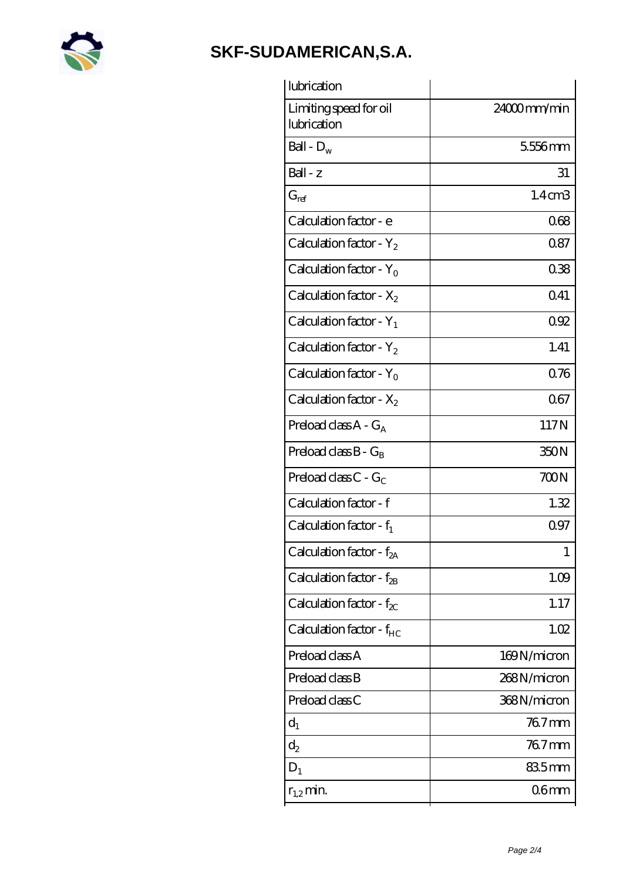| | |
|---|---|
| lubrication | |
| Limiting speed for oil lubrication | 24000 mm/min |
| Ball - $D_w$ | 5.556 mm |
| Ball - z | 31 |
| $G_{ref}$ | 1.4 cm3 |
| Calculation factor - e | 0.68 |
| Calculation factor - $Y_2$ | 0.87 |
| Calculation factor - $Y_0$ | 0.38 |
| Calculation factor - $X_2$ | 0.41 |
| Calculation factor - $Y_1$ | 0.92 |
| Calculation factor - $Y_2$ | 1.41 |
| Calculation factor - $Y_0$ | 0.76 |
| Calculation factor - $X_2$ | 0.67 |
| Preload class A - $G_A$ | 117 N |
| Preload class B - $G_B$ | 350 N |
| Preload class C - $G_C$ | 700 N |
| Calculation factor - f | 1.32 |
| Calculation factor - $f_1$ | 0.97 |
| Calculation factor - $f_{2A}$ | 1 |
| Calculation factor - $f_{2B}$ | 1.09 |
| Calculation factor - $f_{2C}$ | 1.17 |
| Calculation factor - $f_{HC}$ | 1.02 |
| Preload class A | 169 N/micron |
| Preload class B | 268 N/micron |
| Preload class C | 368 N/micron |
| $d_1$ | 76.7 mm |
| $d_2$ | 76.7 mm |
| $D_1$ | 83.5 mm |
| $r_{1,2}$ min. | 0.6 mm |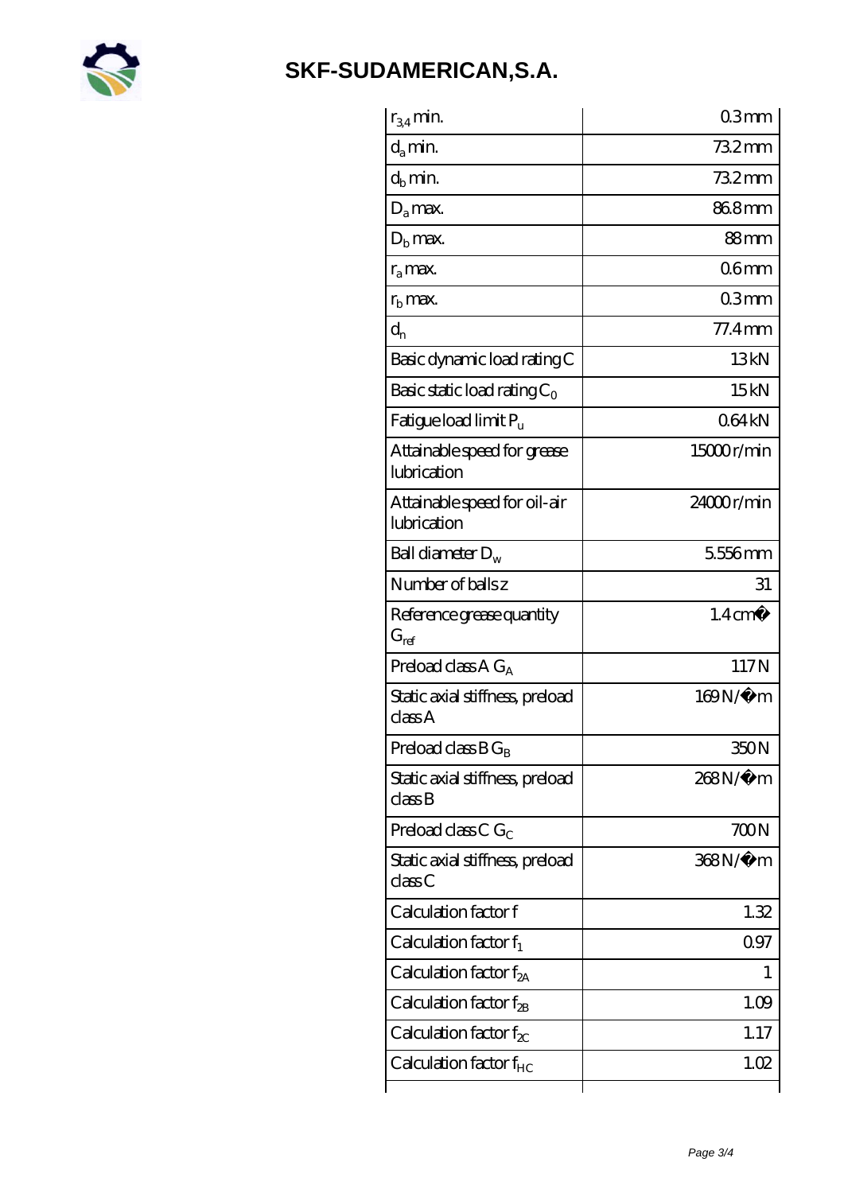**SKF-SUDAMERICAN,S.A.**

| | |
|---|---|
| $r_{3,4}$ min. | 0.3 mm |
| $d_a$ min. | 73.2 mm |
| $d_b$ min. | 73.2 mm |
| $D_a$ max. | 86.8 mm |
| $D_b$ max. | 88 mm |
| $r_a$ max. | 0.6 mm |
| $r_b$ max. | 0.3 mm |
| $d_n$ | 77.4 mm |
| Basic dynamic load rating C | 13 kN |
| Basic static load rating $C_0$ | 15 kN |
| Fatigue load limit $P_u$ | 0.64 kN |
| Attainable speed for grease lubrication | 15000 r/min |
| Attainable speed for oil-air lubrication | 24000 r/min |
| Ball diameter $D_w$ | 5.556 mm |
| Number of balls z | 31 |
| Reference grease quantity $G_{ref}$ | 1.4 cm� |
| Preload class A $G_A$ | 117 N |
| Static axial stiffness, preload class A | 169 N/�m |
| Preload class B $G_B$ | 350 N |
| Static axial stiffness, preload class B | 268 N/�m |
| Preload class C $G_C$ | 700 N |
| Static axial stiffness, preload class C | 368 N/�m |
| Calculation factor f | 1.32 |
| Calculation factor $f_1$ | 0.97 |
| Calculation factor $f_{2A}$ | 1 |
| Calculation factor $f_{2B}$ | 1.09 |
| Calculation factor $f_{2C}$ | 1.17 |
| Calculation factor $f_{HC}$ | 1.02 |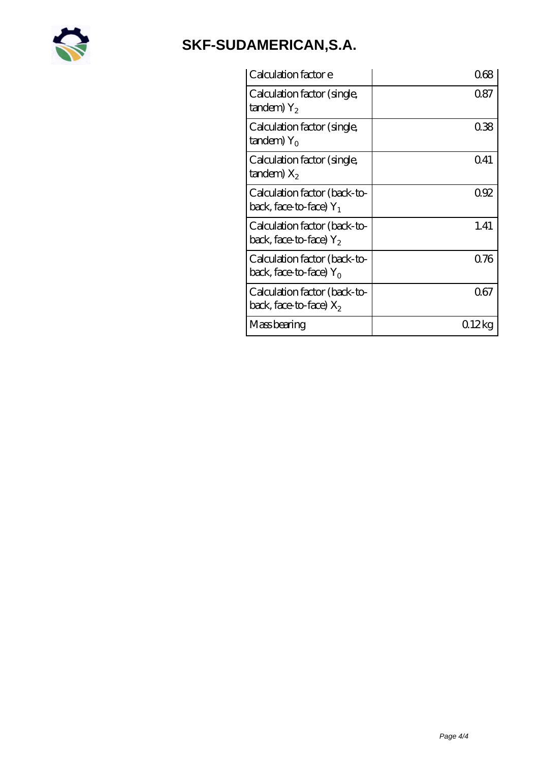| | |
|---|---|
| Calculation factor e | 0.68 |
| Calculation factor (single, tandem) $Y_2$ | 0.87 |
| Calculation factor (single, tandem) $Y_0$ | 0.38 |
| Calculation factor (single, tandem) $X_2$ | 0.41 |
| Calculation factor (back-to-back, face-to-face) $Y_1$ | 0.92 |
| Calculation factor (back-to-back, face-to-face) $Y_2$ | 1.41 |
| Calculation factor (back-to-back, face-to-face) $Y_0$ | 0.76 |
| Calculation factor (back-to-back, face-to-face) $X_2$ | 0.67 |
| Mass bearing | 0.12 kg |